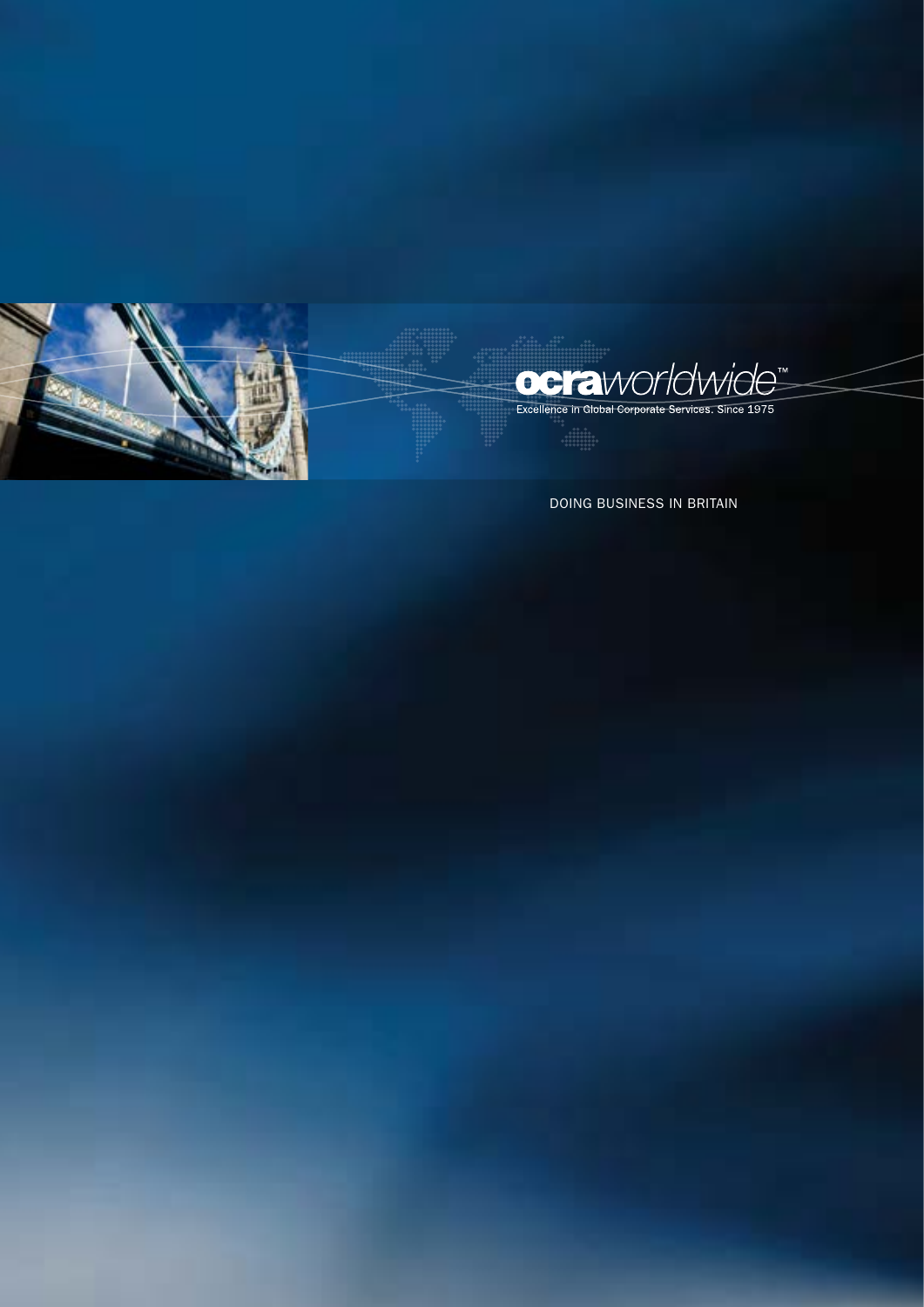**ocra**worldwide™

Excellence in Global Corporate Services. Since 1975

# DOING BUSINESS IN BRITAIN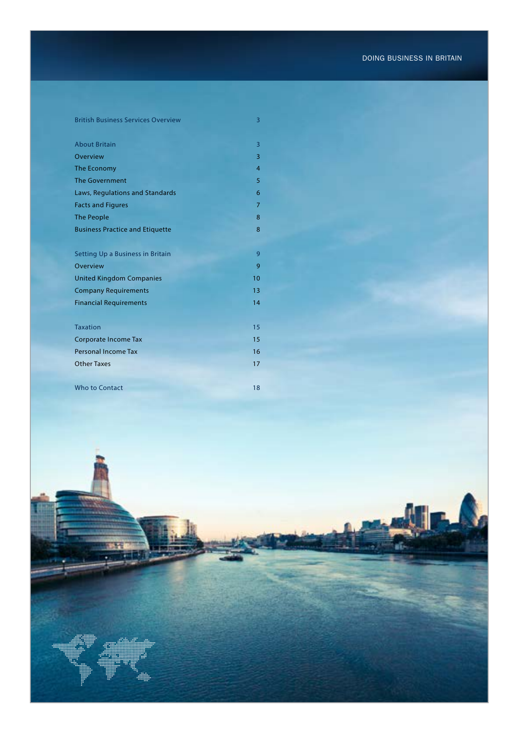| | |
|---|---|
| British Business Services Overview | 3 |
| | |
| About Britain | 3 |
| Overview | 3 |
| The Economy | 4 |
| The Government | 5 |
| Laws, Regulations and Standards | 6 |
| Facts and Figures | 7 |
| The People | 8 |
| Business Practice and Etiquette | 8 |
| | |
| Setting Up a Business in Britain | 9 |
| Overview | 9 |
| United Kingdom Companies | 10 |
| Company Requirements | 13 |
| Financial Requirements | 14 |
| | |
| Taxation | 15 |
| Corporate Income Tax | 15 |
| Personal Income Tax | 16 |
| Other Taxes | 17 |
| | |
| Who to Contact | 18 |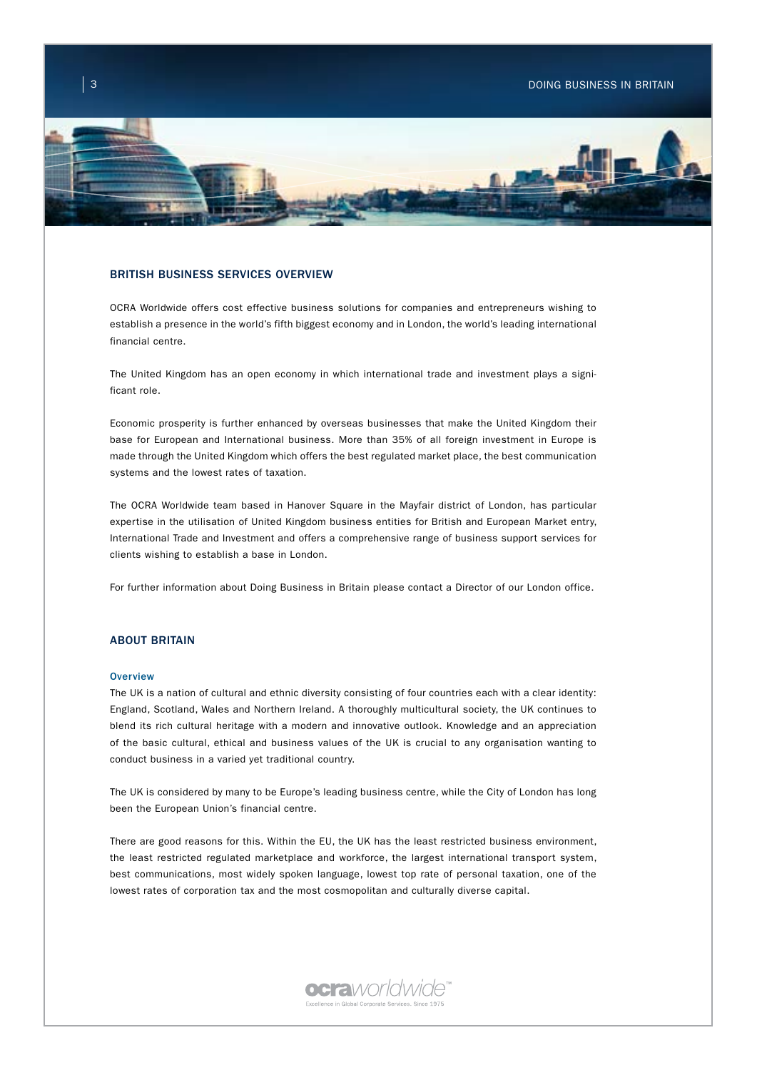## BRITISH BUSINESS SERVICES OVERVIEW

OCRA Worldwide offers cost effective business solutions for companies and entrepreneurs wishing to establish a presence in the world's fifth biggest economy and in London, the world's leading international financial centre.

The United Kingdom has an open economy in which international trade and investment plays a significant role.

Economic prosperity is further enhanced by overseas businesses that make the United Kingdom their base for European and International business. More than 35% of all foreign investment in Europe is made through the United Kingdom which offers the best regulated market place, the best communication systems and the lowest rates of taxation.

The OCRA Worldwide team based in Hanover Square in the Mayfair district of London, has particular expertise in the utilisation of United Kingdom business entities for British and European Market entry, International Trade and Investment and offers a comprehensive range of business support services for clients wishing to establish a base in London.

For further information about Doing Business in Britain please contact a Director of our London office.

## ABOUT BRITAIN

### Overview

The UK is a nation of cultural and ethnic diversity consisting of four countries each with a clear identity: England, Scotland, Wales and Northern Ireland. A thoroughly multicultural society, the UK continues to blend its rich cultural heritage with a modern and innovative outlook. Knowledge and an appreciation of the basic cultural, ethical and business values of the UK is crucial to any organisation wanting to conduct business in a varied yet traditional country.

The UK is considered by many to be Europe's leading business centre, while the City of London has long been the European Union's financial centre.

There are good reasons for this. Within the EU, the UK has the least restricted business environment, the least restricted regulated marketplace and workforce, the largest international transport system, best communications, most widely spoken language, lowest top rate of personal taxation, one of the lowest rates of corporation tax and the most cosmopolitan and culturally diverse capital.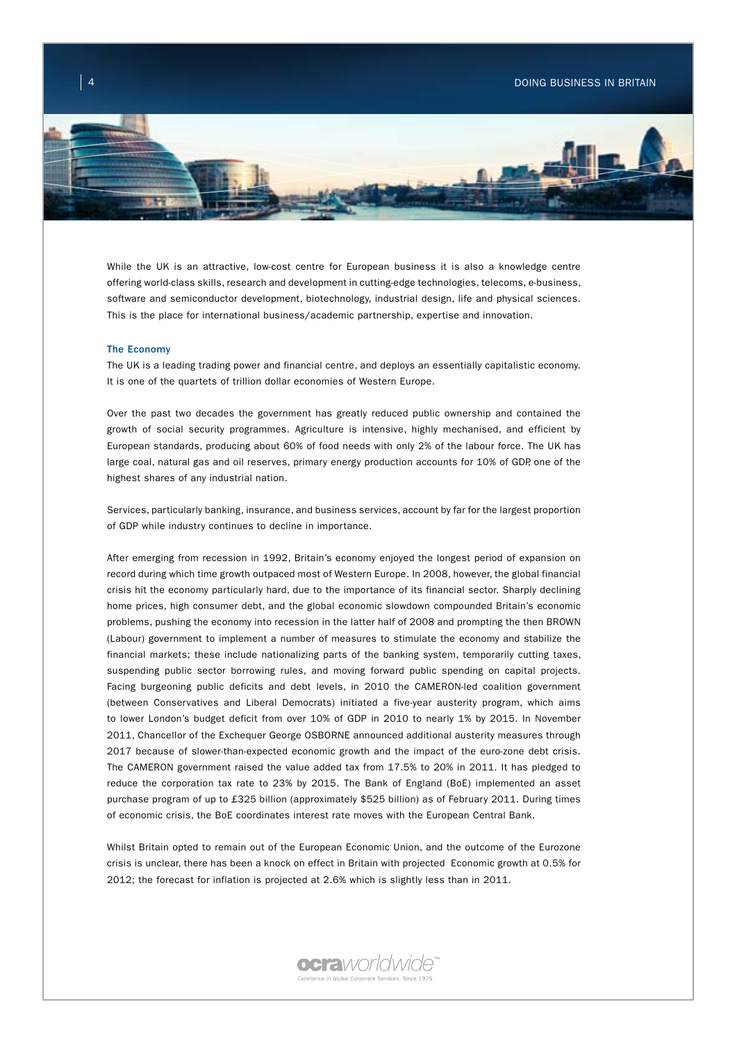While the UK is an attractive, low-cost centre for European business it is also a knowledge centre offering world-class skills, research and development in cutting-edge technologies, telecoms, e-business, software and semiconductor development, biotechnology, industrial design, life and physical sciences. This is the place for international business/academic partnership, expertise and innovation.

### The Economy

The UK is a leading trading power and financial centre, and deploys an essentially capitalistic economy. It is one of the quartets of trillion dollar economies of Western Europe.

Over the past two decades the government has greatly reduced public ownership and contained the growth of social security programmes. Agriculture is intensive, highly mechanised, and efficient by European standards, producing about 60% of food needs with only 2% of the labour force. The UK has large coal, natural gas and oil reserves, primary energy production accounts for 10% of GDP, one of the highest shares of any industrial nation.

Services, particularly banking, insurance, and business services, account by far for the largest proportion of GDP while industry continues to decline in importance.

After emerging from recession in 1992, Britain's economy enjoyed the longest period of expansion on record during which time growth outpaced most of Western Europe. In 2008, however, the global financial crisis hit the economy particularly hard, due to the importance of its financial sector. Sharply declining home prices, high consumer debt, and the global economic slowdown compounded Britain's economic problems, pushing the economy into recession in the latter half of 2008 and prompting the then BROWN (Labour) government to implement a number of measures to stimulate the economy and stabilize the financial markets; these include nationalizing parts of the banking system, temporarily cutting taxes, suspending public sector borrowing rules, and moving forward public spending on capital projects. Facing burgeoning public deficits and debt levels, in 2010 the CAMERON-led coalition government (between Conservatives and Liberal Democrats) initiated a five-year austerity program, which aims to lower London's budget deficit from over 10% of GDP in 2010 to nearly 1% by 2015. In November 2011, Chancellor of the Exchequer George OSBORNE announced additional austerity measures through 2017 because of slower-than-expected economic growth and the impact of the euro-zone debt crisis. The CAMERON government raised the value added tax from 17.5% to 20% in 2011. It has pledged to reduce the corporation tax rate to 23% by 2015. The Bank of England (BoE) implemented an asset purchase program of up to £325 billion (approximately $525 billion) as of February 2011. During times of economic crisis, the BoE coordinates interest rate moves with the European Central Bank.

Whilst Britain opted to remain out of the European Economic Union, and the outcome of the Eurozone crisis is unclear, there has been a knock on effect in Britain with projected Economic growth at 0.5% for 2012; the forecast for inflation is projected at 2.6% which is slightly less than in 2011.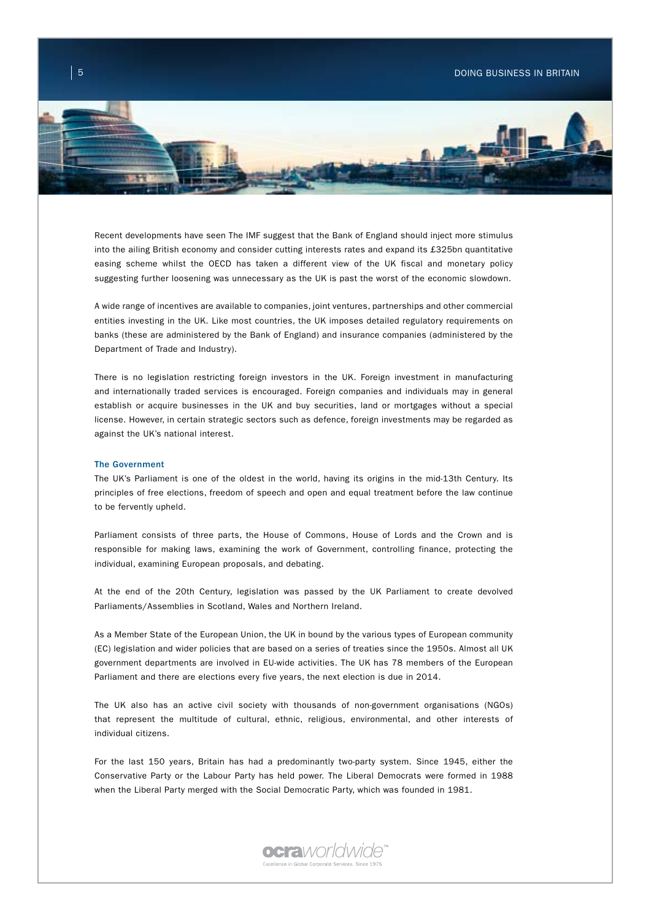Recent developments have seen The IMF suggest that the Bank of England should inject more stimulus into the ailing British economy and consider cutting interests rates and expand its £325bn quantitative easing scheme whilst the OECD has taken a different view of the UK fiscal and monetary policy suggesting further loosening was unnecessary as the UK is past the worst of the economic slowdown.

A wide range of incentives are available to companies, joint ventures, partnerships and other commercial entities investing in the UK. Like most countries, the UK imposes detailed regulatory requirements on banks (these are administered by the Bank of England) and insurance companies (administered by the Department of Trade and Industry).

There is no legislation restricting foreign investors in the UK. Foreign investment in manufacturing and internationally traded services is encouraged. Foreign companies and individuals may in general establish or acquire businesses in the UK and buy securities, land or mortgages without a special license. However, in certain strategic sectors such as defence, foreign investments may be regarded as against the UK's national interest.

### The Government

The UK's Parliament is one of the oldest in the world, having its origins in the mid-13th Century. Its principles of free elections, freedom of speech and open and equal treatment before the law continue to be fervently upheld.

Parliament consists of three parts, the House of Commons, House of Lords and the Crown and is responsible for making laws, examining the work of Government, controlling finance, protecting the individual, examining European proposals, and debating.

At the end of the 20th Century, legislation was passed by the UK Parliament to create devolved Parliaments/Assemblies in Scotland, Wales and Northern Ireland.

As a Member State of the European Union, the UK in bound by the various types of European community (EC) legislation and wider policies that are based on a series of treaties since the 1950s. Almost all UK government departments are involved in EU-wide activities. The UK has 78 members of the European Parliament and there are elections every five years, the next election is due in 2014.

The UK also has an active civil society with thousands of non-government organisations (NGOs) that represent the multitude of cultural, ethnic, religious, environmental, and other interests of individual citizens.

For the last 150 years, Britain has had a predominantly two-party system. Since 1945, either the Conservative Party or the Labour Party has held power. The Liberal Democrats were formed in 1988 when the Liberal Party merged with the Social Democratic Party, which was founded in 1981.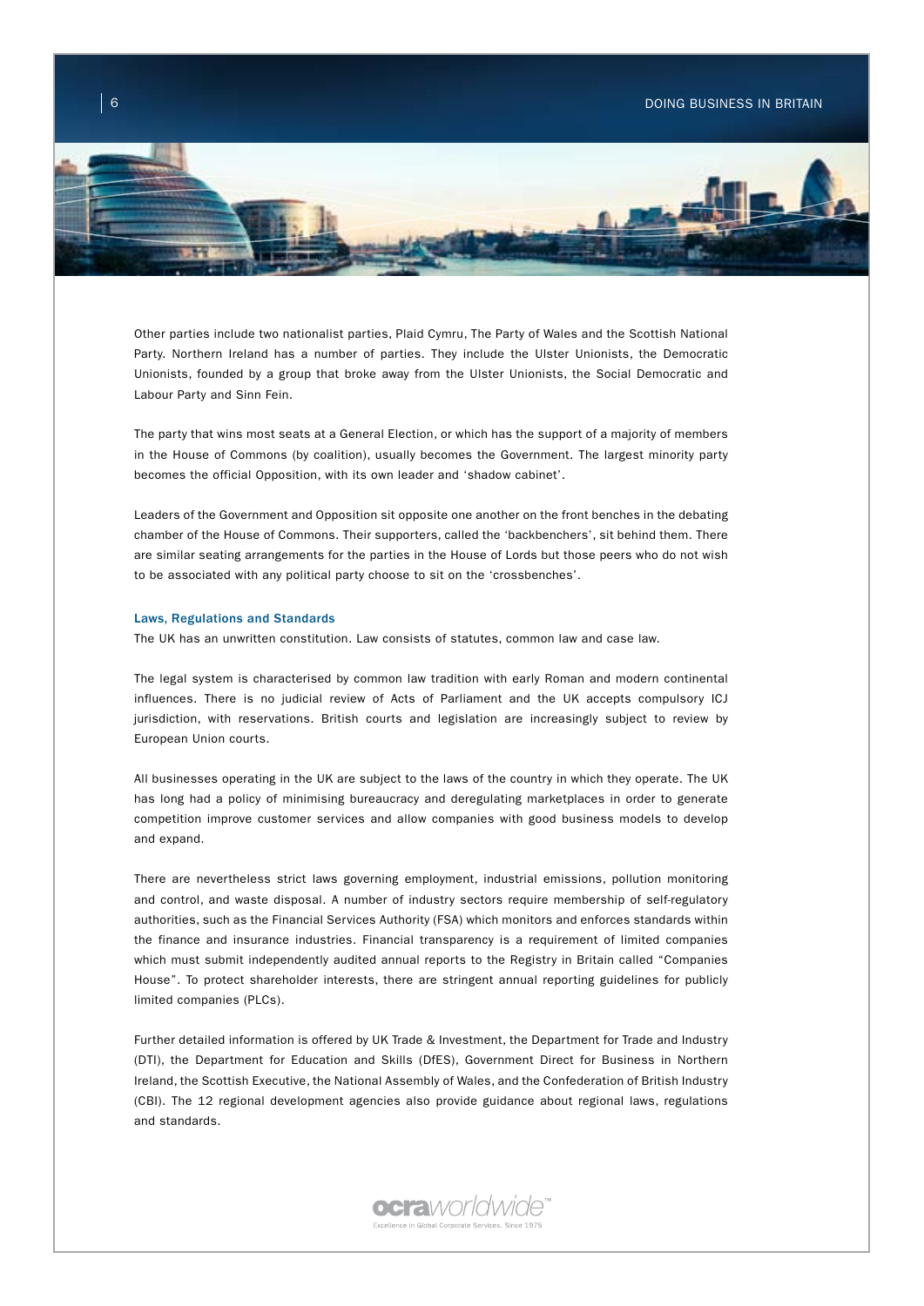Other parties include two nationalist parties, Plaid Cymru, The Party of Wales and the Scottish National Party. Northern Ireland has a number of parties. They include the Ulster Unionists, the Democratic Unionists, founded by a group that broke away from the Ulster Unionists, the Social Democratic and Labour Party and Sinn Fein.

The party that wins most seats at a General Election, or which has the support of a majority of members in the House of Commons (by coalition), usually becomes the Government. The largest minority party becomes the official Opposition, with its own leader and 'shadow cabinet'.

Leaders of the Government and Opposition sit opposite one another on the front benches in the debating chamber of the House of Commons. Their supporters, called the 'backbenchers', sit behind them. There are similar seating arrangements for the parties in the House of Lords but those peers who do not wish to be associated with any political party choose to sit on the 'crossbenches'.

### Laws, Regulations and Standards

The UK has an unwritten constitution. Law consists of statutes, common law and case law.

The legal system is characterised by common law tradition with early Roman and modern continental influences. There is no judicial review of Acts of Parliament and the UK accepts compulsory ICJ jurisdiction, with reservations. British courts and legislation are increasingly subject to review by European Union courts.

All businesses operating in the UK are subject to the laws of the country in which they operate. The UK has long had a policy of minimising bureaucracy and deregulating marketplaces in order to generate competition improve customer services and allow companies with good business models to develop and expand.

There are nevertheless strict laws governing employment, industrial emissions, pollution monitoring and control, and waste disposal. A number of industry sectors require membership of self-regulatory authorities, such as the Financial Services Authority (FSA) which monitors and enforces standards within the finance and insurance industries. Financial transparency is a requirement of limited companies which must submit independently audited annual reports to the Registry in Britain called "Companies House". To protect shareholder interests, there are stringent annual reporting guidelines for publicly limited companies (PLCs).

Further detailed information is offered by UK Trade & Investment, the Department for Trade and Industry (DTI), the Department for Education and Skills (DfES), Government Direct for Business in Northern Ireland, the Scottish Executive, the National Assembly of Wales, and the Confederation of British Industry (CBI). The 12 regional development agencies also provide guidance about regional laws, regulations and standards.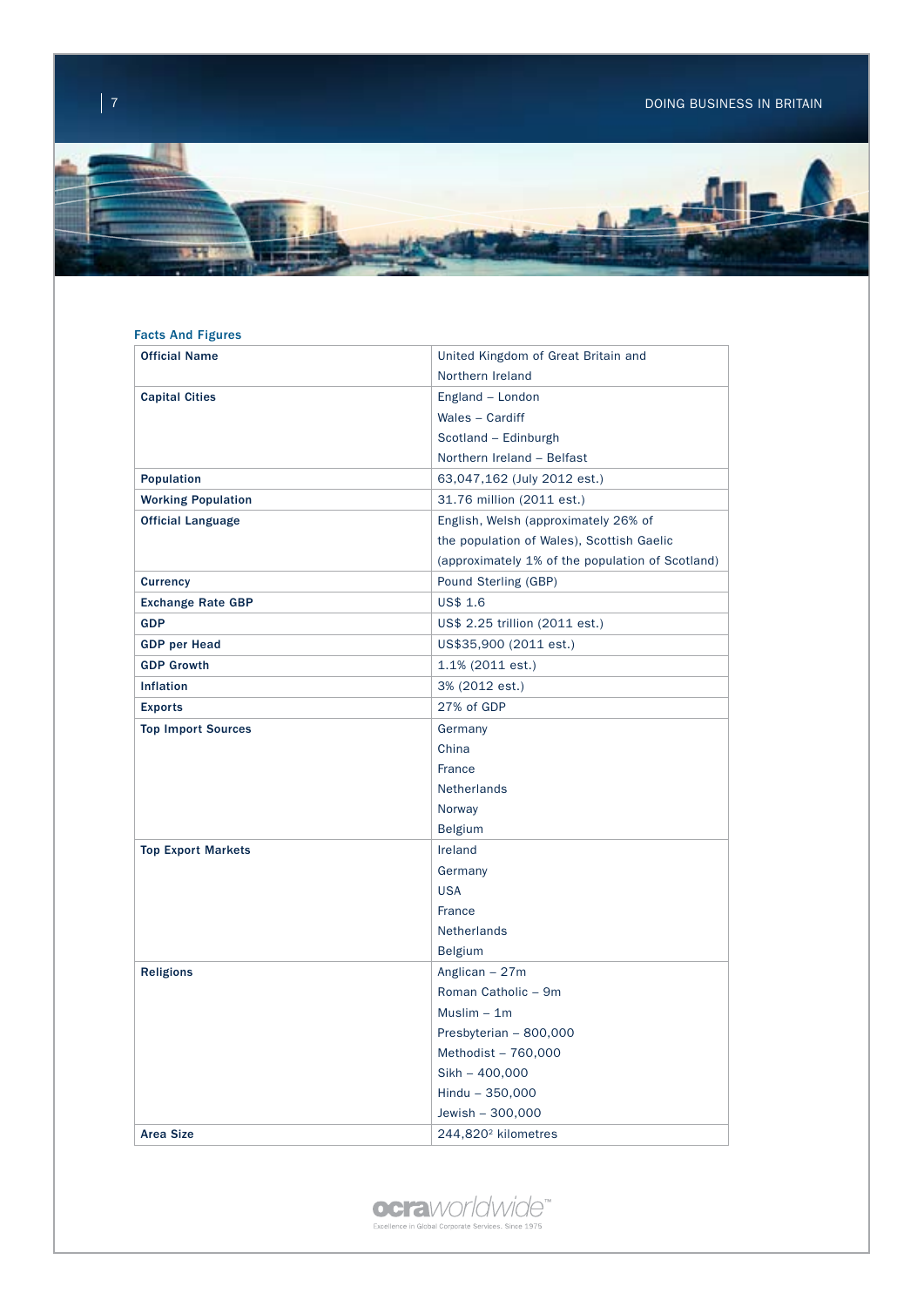### Facts And Figures

| | |
|---|---|
| **Official Name** | United Kingdom of Great Britain and Northern Ireland |
| **Capital Cities** | England – London<br>Wales – Cardiff<br>Scotland – Edinburgh<br>Northern Ireland – Belfast |
| **Population** | 63,047,162 (July 2012 est.) |
| **Working Population** | 31.76 million (2011 est.) |
| **Official Language** | English, Welsh (approximately 26% of the population of Wales), Scottish Gaelic (approximately 1% of the population of Scotland) |
| **Currency** | Pound Sterling (GBP) |
| **Exchange Rate GBP** | US$ 1.6 |
| **GDP** | US$ 2.25 trillion (2011 est.) |
| **GDP per Head** | US$35,900 (2011 est.) |
| **GDP Growth** | 1.1% (2011 est.) |
| **Inflation** | 3% (2012 est.) |
| **Exports** | 27% of GDP |
| **Top Import Sources** | Germany<br>China<br>France<br>Netherlands<br>Norway<br>Belgium |
| **Top Export Markets** | Ireland<br>Germany<br>USA<br>France<br>Netherlands<br>Belgium |
| **Religions** | Anglican – 27m<br>Roman Catholic – 9m<br>Muslim – 1m<br>Presbyterian – 800,000<br>Methodist – 760,000<br>Sikh – 400,000<br>Hindu – 350,000<br>Jewish – 300,000 |
| **Area Size** | $244{,}820^2$ kilometres |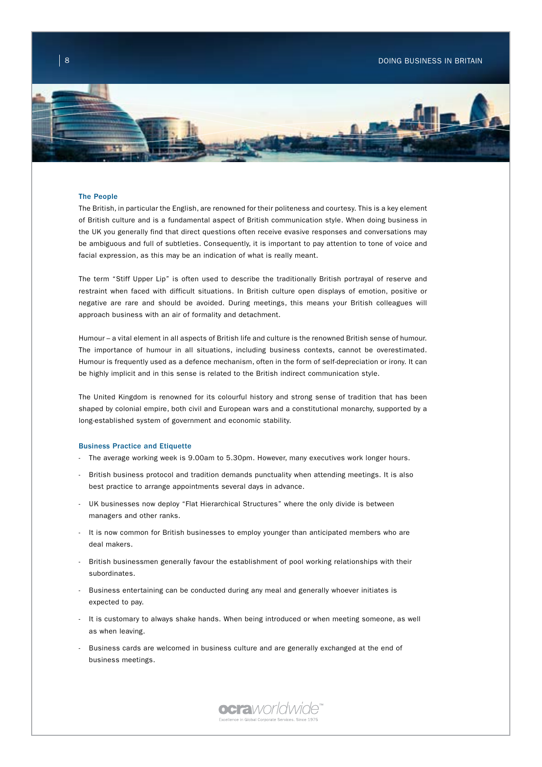## The People

The British, in particular the English, are renowned for their politeness and courtesy. This is a key element of British culture and is a fundamental aspect of British communication style. When doing business in the UK you generally find that direct questions often receive evasive responses and conversations may be ambiguous and full of subtleties. Consequently, it is important to pay attention to tone of voice and facial expression, as this may be an indication of what is really meant.

The term "Stiff Upper Lip" is often used to describe the traditionally British portrayal of reserve and restraint when faced with difficult situations. In British culture open displays of emotion, positive or negative are rare and should be avoided. During meetings, this means your British colleagues will approach business with an air of formality and detachment.

Humour – a vital element in all aspects of British life and culture is the renowned British sense of humour. The importance of humour in all situations, including business contexts, cannot be overestimated. Humour is frequently used as a defence mechanism, often in the form of self-depreciation or irony. It can be highly implicit and in this sense is related to the British indirect communication style.

The United Kingdom is renowned for its colourful history and strong sense of tradition that has been shaped by colonial empire, both civil and European wars and a constitutional monarchy, supported by a long-established system of government and economic stability.

## Business Practice and Etiquette

- The average working week is 9.00am to 5.30pm. However, many executives work longer hours.
- British business protocol and tradition demands punctuality when attending meetings. It is also best practice to arrange appointments several days in advance.
- UK businesses now deploy "Flat Hierarchical Structures" where the only divide is between managers and other ranks.
- It is now common for British businesses to employ younger than anticipated members who are deal makers.
- British businessmen generally favour the establishment of pool working relationships with their subordinates.
- Business entertaining can be conducted during any meal and generally whoever initiates is expected to pay.
- It is customary to always shake hands. When being introduced or when meeting someone, as well as when leaving.
- Business cards are welcomed in business culture and are generally exchanged at the end of business meetings.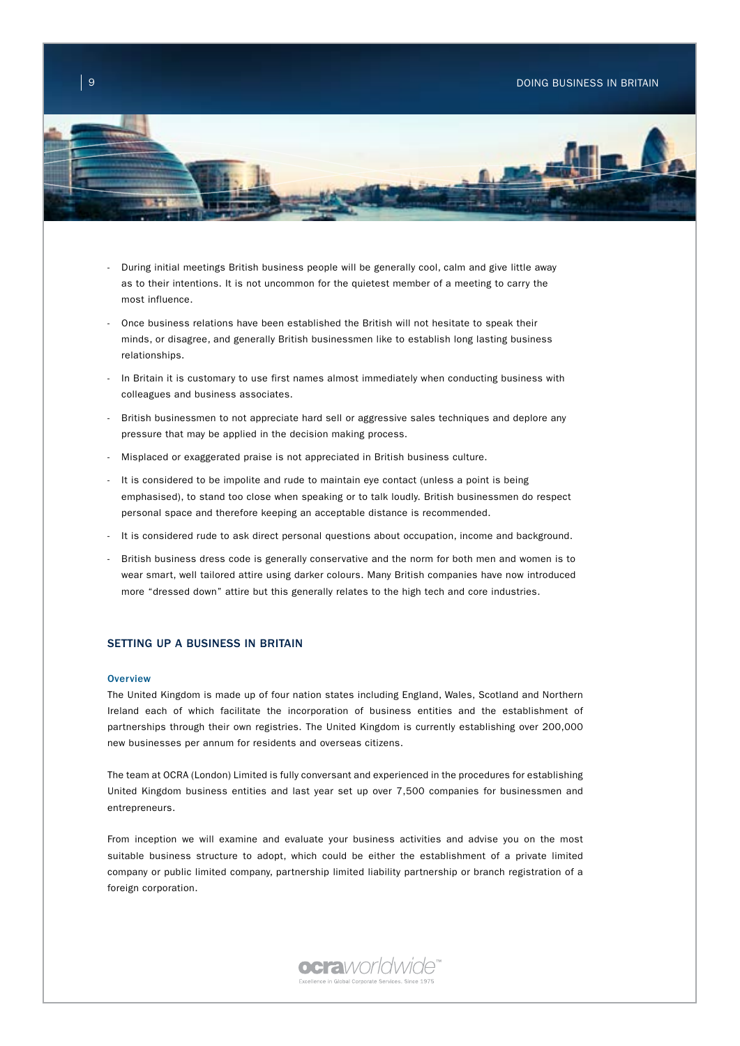- During initial meetings British business people will be generally cool, calm and give little away as to their intentions. It is not uncommon for the quietest member of a meeting to carry the most influence.
- Once business relations have been established the British will not hesitate to speak their minds, or disagree, and generally British businessmen like to establish long lasting business relationships.
- In Britain it is customary to use first names almost immediately when conducting business with colleagues and business associates.
- British businessmen to not appreciate hard sell or aggressive sales techniques and deplore any pressure that may be applied in the decision making process.
- Misplaced or exaggerated praise is not appreciated in British business culture.
- It is considered to be impolite and rude to maintain eye contact (unless a point is being emphasised), to stand too close when speaking or to talk loudly. British businessmen do respect personal space and therefore keeping an acceptable distance is recommended.
- It is considered rude to ask direct personal questions about occupation, income and background.
- British business dress code is generally conservative and the norm for both men and women is to wear smart, well tailored attire using darker colours. Many British companies have now introduced more "dressed down" attire but this generally relates to the high tech and core industries.

## SETTING UP A BUSINESS IN BRITAIN

### Overview

The United Kingdom is made up of four nation states including England, Wales, Scotland and Northern Ireland each of which facilitate the incorporation of business entities and the establishment of partnerships through their own registries. The United Kingdom is currently establishing over 200,000 new businesses per annum for residents and overseas citizens.

The team at OCRA (London) Limited is fully conversant and experienced in the procedures for establishing United Kingdom business entities and last year set up over 7,500 companies for businessmen and entrepreneurs.

From inception we will examine and evaluate your business activities and advise you on the most suitable business structure to adopt, which could be either the establishment of a private limited company or public limited company, partnership limited liability partnership or branch registration of a foreign corporation.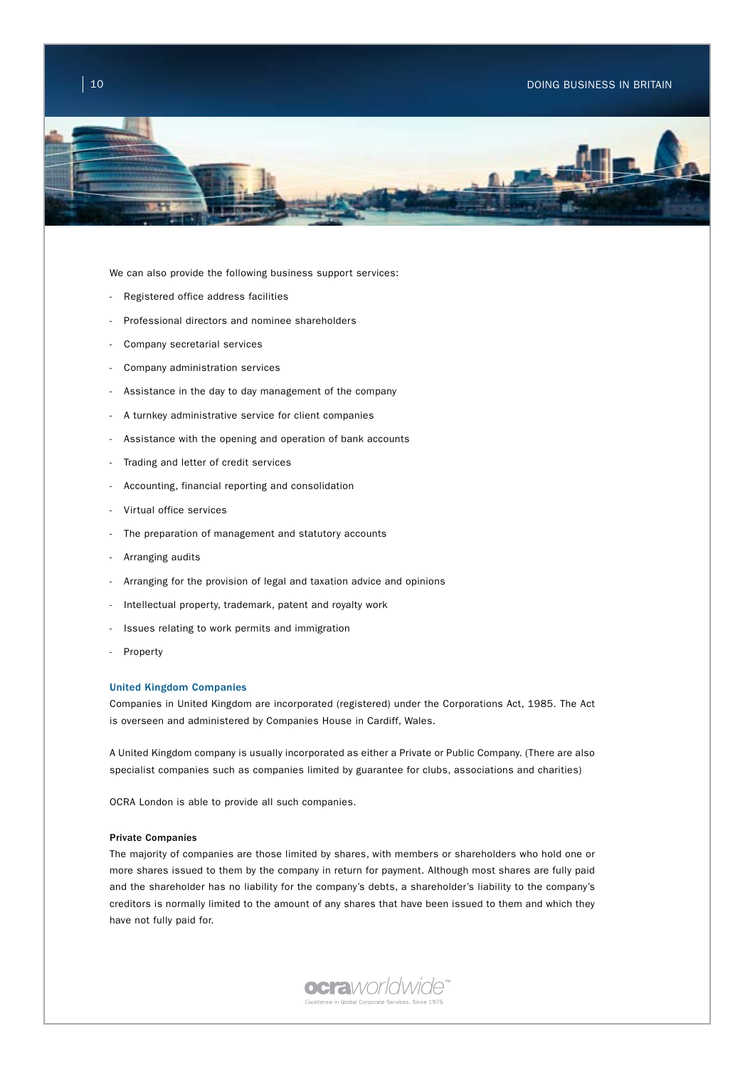We can also provide the following business support services:

- Registered office address facilities
- Professional directors and nominee shareholders
- Company secretarial services
- Company administration services
- Assistance in the day to day management of the company
- A turnkey administrative service for client companies
- Assistance with the opening and operation of bank accounts
- Trading and letter of credit services
- Accounting, financial reporting and consolidation
- Virtual office services
- The preparation of management and statutory accounts
- Arranging audits
- Arranging for the provision of legal and taxation advice and opinions
- Intellectual property, trademark, patent and royalty work
- Issues relating to work permits and immigration
- Property

## United Kingdom Companies

Companies in United Kingdom are incorporated (registered) under the Corporations Act, 1985. The Act is overseen and administered by Companies House in Cardiff, Wales.

A United Kingdom company is usually incorporated as either a Private or Public Company. (There are also specialist companies such as companies limited by guarantee for clubs, associations and charities)

OCRA London is able to provide all such companies.

### Private Companies

The majority of companies are those limited by shares, with members or shareholders who hold one or more shares issued to them by the company in return for payment. Although most shares are fully paid and the shareholder has no liability for the company's debts, a shareholder's liability to the company's creditors is normally limited to the amount of any shares that have been issued to them and which they have not fully paid for.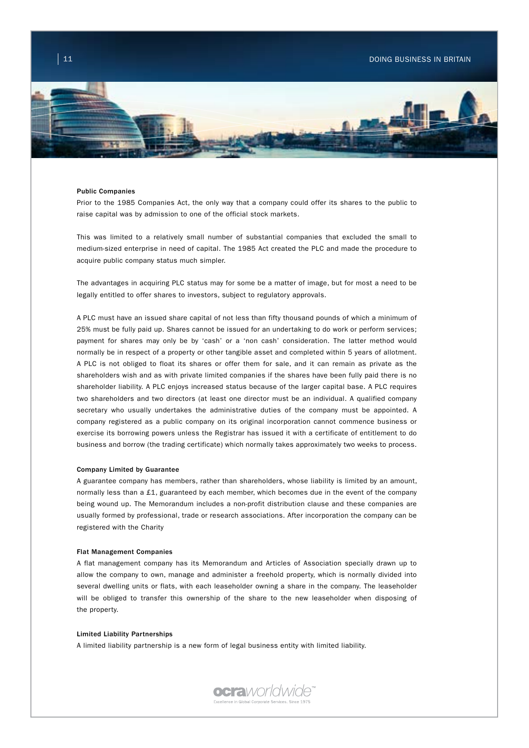### Public Companies

Prior to the 1985 Companies Act, the only way that a company could offer its shares to the public to raise capital was by admission to one of the official stock markets.

This was limited to a relatively small number of substantial companies that excluded the small to medium-sized enterprise in need of capital. The 1985 Act created the PLC and made the procedure to acquire public company status much simpler.

The advantages in acquiring PLC status may for some be a matter of image, but for most a need to be legally entitled to offer shares to investors, subject to regulatory approvals.

A PLC must have an issued share capital of not less than fifty thousand pounds of which a minimum of 25% must be fully paid up. Shares cannot be issued for an undertaking to do work or perform services; payment for shares may only be by 'cash' or a 'non cash' consideration. The latter method would normally be in respect of a property or other tangible asset and completed within 5 years of allotment. A PLC is not obliged to float its shares or offer them for sale, and it can remain as private as the shareholders wish and as with private limited companies if the shares have been fully paid there is no shareholder liability. A PLC enjoys increased status because of the larger capital base. A PLC requires two shareholders and two directors (at least one director must be an individual. A qualified company secretary who usually undertakes the administrative duties of the company must be appointed. A company registered as a public company on its original incorporation cannot commence business or exercise its borrowing powers unless the Registrar has issued it with a certificate of entitlement to do business and borrow (the trading certificate) which normally takes approximately two weeks to process.

### Company Limited by Guarantee

A guarantee company has members, rather than shareholders, whose liability is limited by an amount, normally less than a £1, guaranteed by each member, which becomes due in the event of the company being wound up. The Memorandum includes a non-profit distribution clause and these companies are usually formed by professional, trade or research associations. After incorporation the company can be registered with the Charity

### Flat Management Companies

A flat management company has its Memorandum and Articles of Association specially drawn up to allow the company to own, manage and administer a freehold property, which is normally divided into several dwelling units or flats, with each leaseholder owning a share in the company. The leaseholder will be obliged to transfer this ownership of the share to the new leaseholder when disposing of the property.

### Limited Liability Partnerships

A limited liability partnership is a new form of legal business entity with limited liability.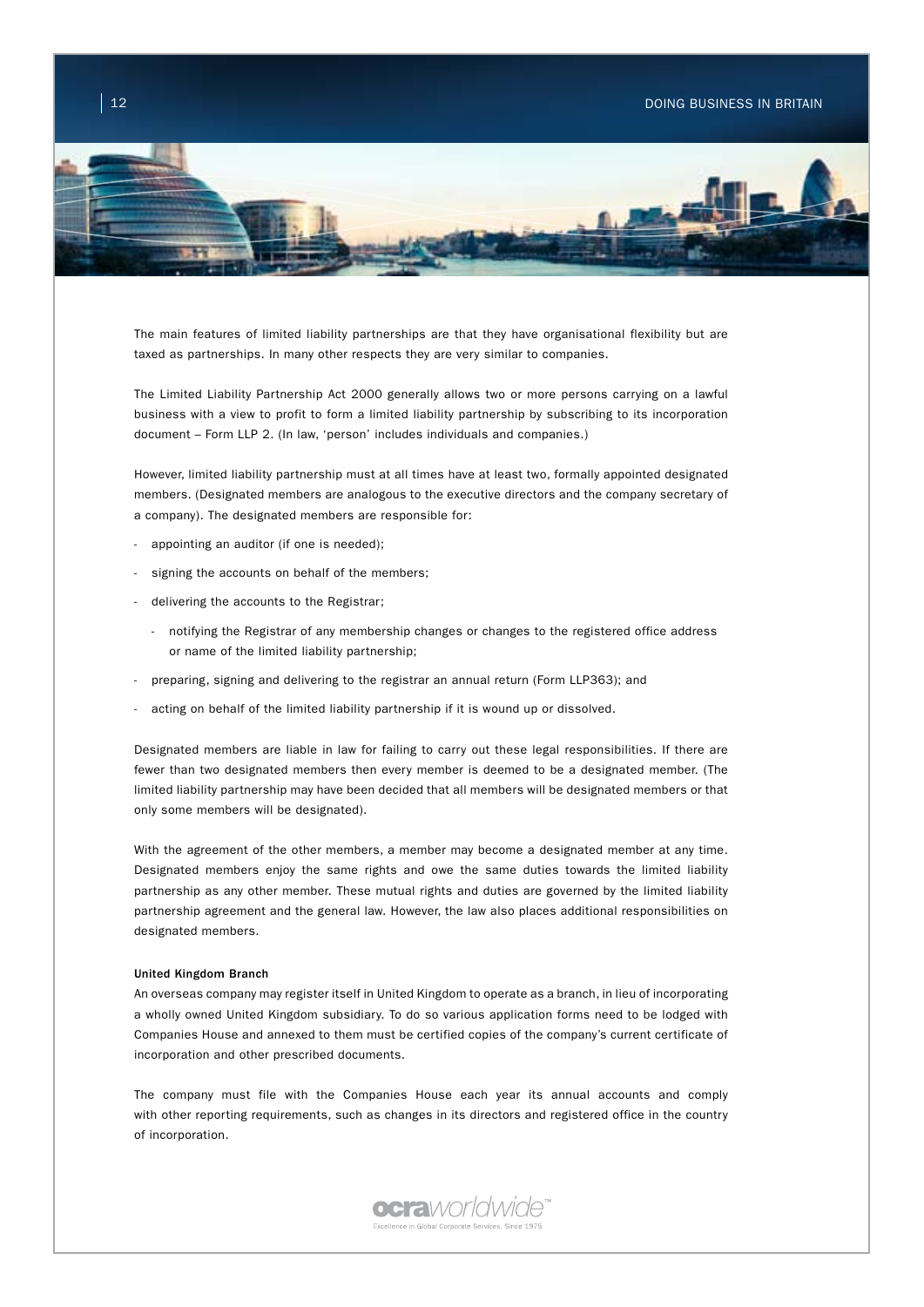The main features of limited liability partnerships are that they have organisational flexibility but are taxed as partnerships. In many other respects they are very similar to companies.

The Limited Liability Partnership Act 2000 generally allows two or more persons carrying on a lawful business with a view to profit to form a limited liability partnership by subscribing to its incorporation document – Form LLP 2. (In law, 'person' includes individuals and companies.)

However, limited liability partnership must at all times have at least two, formally appointed designated members. (Designated members are analogous to the executive directors and the company secretary of a company). The designated members are responsible for:

- appointing an auditor (if one is needed);
- signing the accounts on behalf of the members;
- delivering the accounts to the Registrar;
  - notifying the Registrar of any membership changes or changes to the registered office address or name of the limited liability partnership;
- preparing, signing and delivering to the registrar an annual return (Form LLP363); and
- acting on behalf of the limited liability partnership if it is wound up or dissolved.

Designated members are liable in law for failing to carry out these legal responsibilities. If there are fewer than two designated members then every member is deemed to be a designated member. (The limited liability partnership may have been decided that all members will be designated members or that only some members will be designated).

With the agreement of the other members, a member may become a designated member at any time. Designated members enjoy the same rights and owe the same duties towards the limited liability partnership as any other member. These mutual rights and duties are governed by the limited liability partnership agreement and the general law. However, the law also places additional responsibilities on designated members.

**United Kingdom Branch**

An overseas company may register itself in United Kingdom to operate as a branch, in lieu of incorporating a wholly owned United Kingdom subsidiary. To do so various application forms need to be lodged with Companies House and annexed to them must be certified copies of the company's current certificate of incorporation and other prescribed documents.

The company must file with the Companies House each year its annual accounts and comply with other reporting requirements, such as changes in its directors and registered office in the country of incorporation.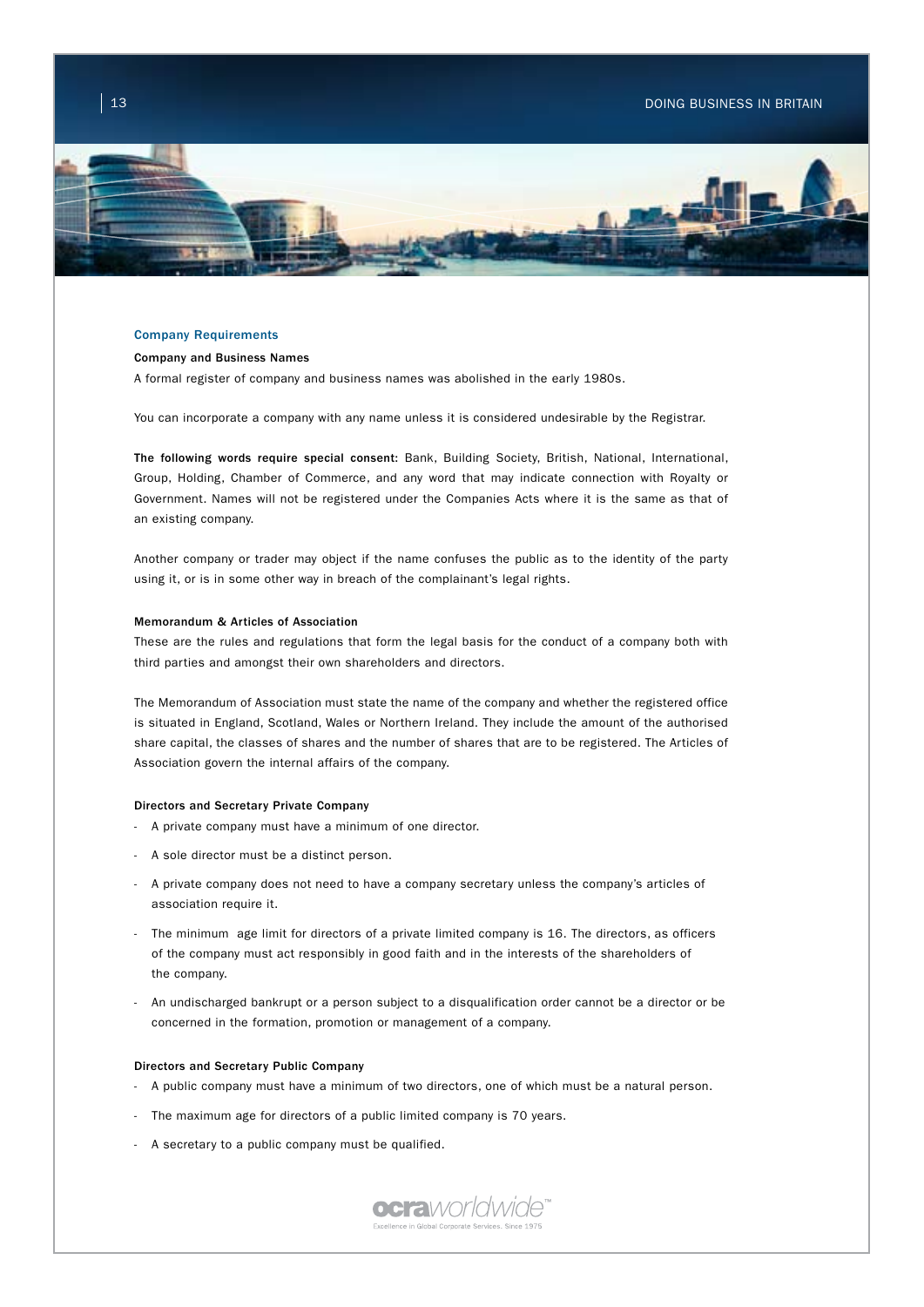## Company Requirements

### Company and Business Names

A formal register of company and business names was abolished in the early 1980s.

You can incorporate a company with any name unless it is considered undesirable by the Registrar.

**The following words require special consent:** Bank, Building Society, British, National, International, Group, Holding, Chamber of Commerce, and any word that may indicate connection with Royalty or Government. Names will not be registered under the Companies Acts where it is the same as that of an existing company.

Another company or trader may object if the name confuses the public as to the identity of the party using it, or is in some other way in breach of the complainant's legal rights.

### Memorandum & Articles of Association

These are the rules and regulations that form the legal basis for the conduct of a company both with third parties and amongst their own shareholders and directors.

The Memorandum of Association must state the name of the company and whether the registered office is situated in England, Scotland, Wales or Northern Ireland. They include the amount of the authorised share capital, the classes of shares and the number of shares that are to be registered. The Articles of Association govern the internal affairs of the company.

### Directors and Secretary Private Company

- A private company must have a minimum of one director.
- A sole director must be a distinct person.
- A private company does not need to have a company secretary unless the company's articles of association require it.
- The minimum age limit for directors of a private limited company is 16. The directors, as officers of the company must act responsibly in good faith and in the interests of the shareholders of the company.
- An undischarged bankrupt or a person subject to a disqualification order cannot be a director or be concerned in the formation, promotion or management of a company.

### Directors and Secretary Public Company

- A public company must have a minimum of two directors, one of which must be a natural person.
- The maximum age for directors of a public limited company is 70 years.
- A secretary to a public company must be qualified.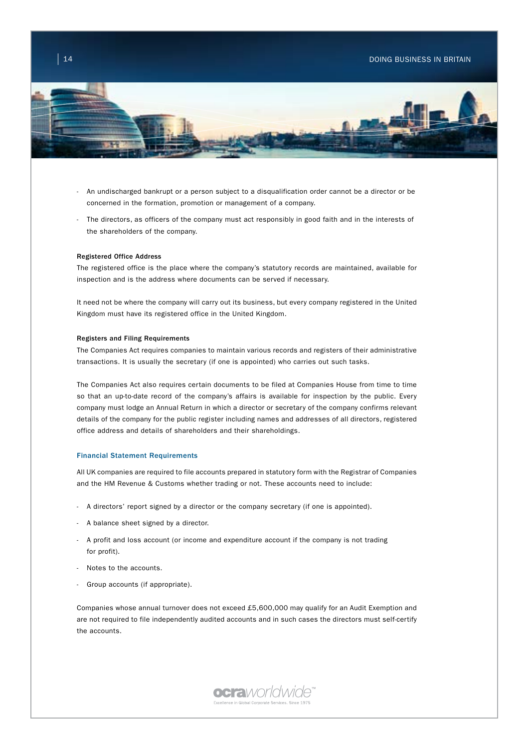- An undischarged bankrupt or a person subject to a disqualification order cannot be a director or be concerned in the formation, promotion or management of a company.
- The directors, as officers of the company must act responsibly in good faith and in the interests of the shareholders of the company.

**Registered Office Address**

The registered office is the place where the company's statutory records are maintained, available for inspection and is the address where documents can be served if necessary.

It need not be where the company will carry out its business, but every company registered in the United Kingdom must have its registered office in the United Kingdom.

**Registers and Filing Requirements**

The Companies Act requires companies to maintain various records and registers of their administrative transactions. It is usually the secretary (if one is appointed) who carries out such tasks.

The Companies Act also requires certain documents to be filed at Companies House from time to time so that an up-to-date record of the company's affairs is available for inspection by the public. Every company must lodge an Annual Return in which a director or secretary of the company confirms relevant details of the company for the public register including names and addresses of all directors, registered office address and details of shareholders and their shareholdings.

### Financial Statement Requirements

All UK companies are required to file accounts prepared in statutory form with the Registrar of Companies and the HM Revenue & Customs whether trading or not. These accounts need to include:

- A directors' report signed by a director or the company secretary (if one is appointed).
- A balance sheet signed by a director.
- A profit and loss account (or income and expenditure account if the company is not trading for profit).
- Notes to the accounts.
- Group accounts (if appropriate).

Companies whose annual turnover does not exceed £5,600,000 may qualify for an Audit Exemption and are not required to file independently audited accounts and in such cases the directors must self-certify the accounts.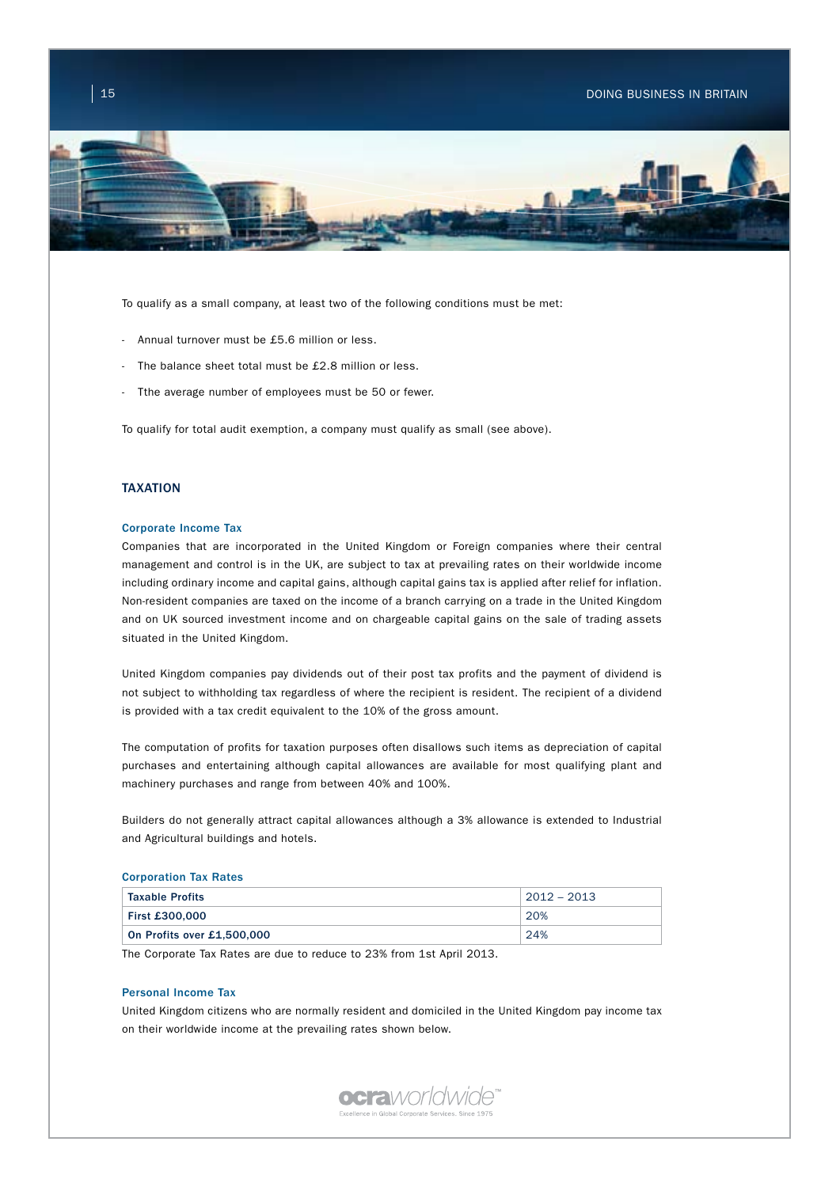To qualify as a small company, at least two of the following conditions must be met:

- Annual turnover must be £5.6 million or less.
- The balance sheet total must be £2.8 million or less.
- Tthe average number of employees must be 50 or fewer.

To qualify for total audit exemption, a company must qualify as small (see above).

## TAXATION

### Corporate Income Tax

Companies that are incorporated in the United Kingdom or Foreign companies where their central management and control is in the UK, are subject to tax at prevailing rates on their worldwide income including ordinary income and capital gains, although capital gains tax is applied after relief for inflation. Non-resident companies are taxed on the income of a branch carrying on a trade in the United Kingdom and on UK sourced investment income and on chargeable capital gains on the sale of trading assets situated in the United Kingdom.

United Kingdom companies pay dividends out of their post tax profits and the payment of dividend is not subject to withholding tax regardless of where the recipient is resident. The recipient of a dividend is provided with a tax credit equivalent to the 10% of the gross amount.

The computation of profits for taxation purposes often disallows such items as depreciation of capital purchases and entertaining although capital allowances are available for most qualifying plant and machinery purchases and range from between 40% and 100%.

Builders do not generally attract capital allowances although a 3% allowance is extended to Industrial and Agricultural buildings and hotels.

### Corporation Tax Rates

| Taxable Profits | 2012 – 2013 |
|---|---|
| First £300,000 | 20% |
| On Profits over £1,500,000 | 24% |

The Corporate Tax Rates are due to reduce to 23% from 1st April 2013.

### Personal Income Tax

United Kingdom citizens who are normally resident and domiciled in the United Kingdom pay income tax on their worldwide income at the prevailing rates shown below.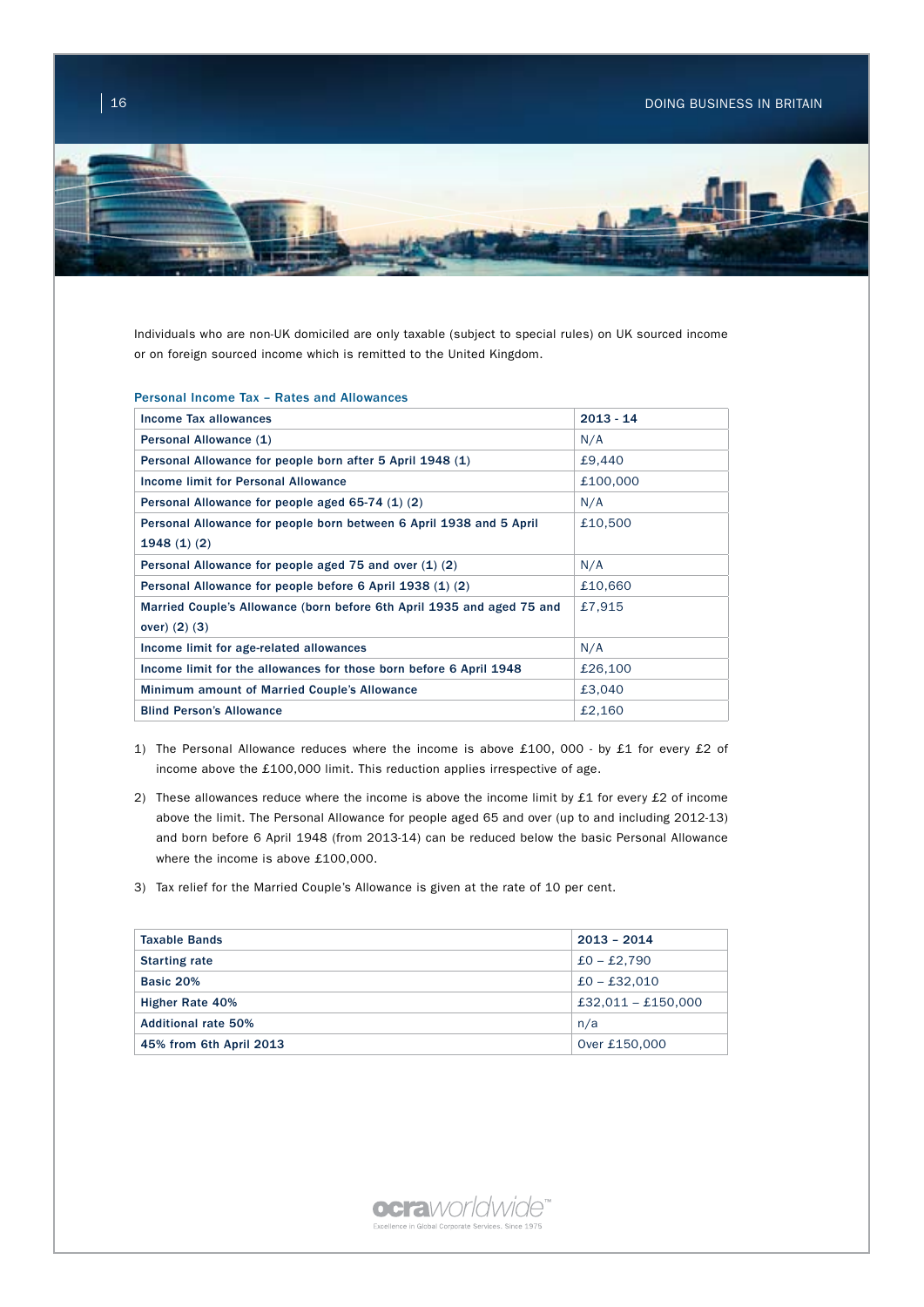Individuals who are non-UK domiciled are only taxable (subject to special rules) on UK sourced income or on foreign sourced income which is remitted to the United Kingdom.

### Personal Income Tax – Rates and Allowances

| Income Tax allowances | 2013 - 14 |
|---|---|
| Personal Allowance (1) | N/A |
| Personal Allowance for people born after 5 April 1948 (1) | £9,440 |
| Income limit for Personal Allowance | £100,000 |
| Personal Allowance for people aged 65-74 (1) (2) | N/A |
| Personal Allowance for people born between 6 April 1938 and 5 April 1948 (1) (2) | £10,500 |
| Personal Allowance for people aged 75 and over (1) (2) | N/A |
| Personal Allowance for people before 6 April 1938 (1) (2) | £10,660 |
| Married Couple's Allowance (born before 6th April 1935 and aged 75 and over) (2) (3) | £7,915 |
| Income limit for age-related allowances | N/A |
| Income limit for the allowances for those born before 6 April 1948 | £26,100 |
| Minimum amount of Married Couple's Allowance | £3,040 |
| Blind Person's Allowance | £2,160 |

1) The Personal Allowance reduces where the income is above £100, 000 - by £1 for every £2 of income above the £100,000 limit. This reduction applies irrespective of age.
2) These allowances reduce where the income is above the income limit by £1 for every £2 of income above the limit. The Personal Allowance for people aged 65 and over (up to and including 2012-13) and born before 6 April 1948 (from 2013-14) can be reduced below the basic Personal Allowance where the income is above £100,000.
3) Tax relief for the Married Couple's Allowance is given at the rate of 10 per cent.

| Taxable Bands | 2013 – 2014 |
|---|---|
| Starting rate | £0 – £2,790 |
| Basic 20% | £0 – £32,010 |
| Higher Rate 40% | £32,011 – £150,000 |
| Additional rate 50% | n/a |
| 45% from 6th April 2013 | Over £150,000 |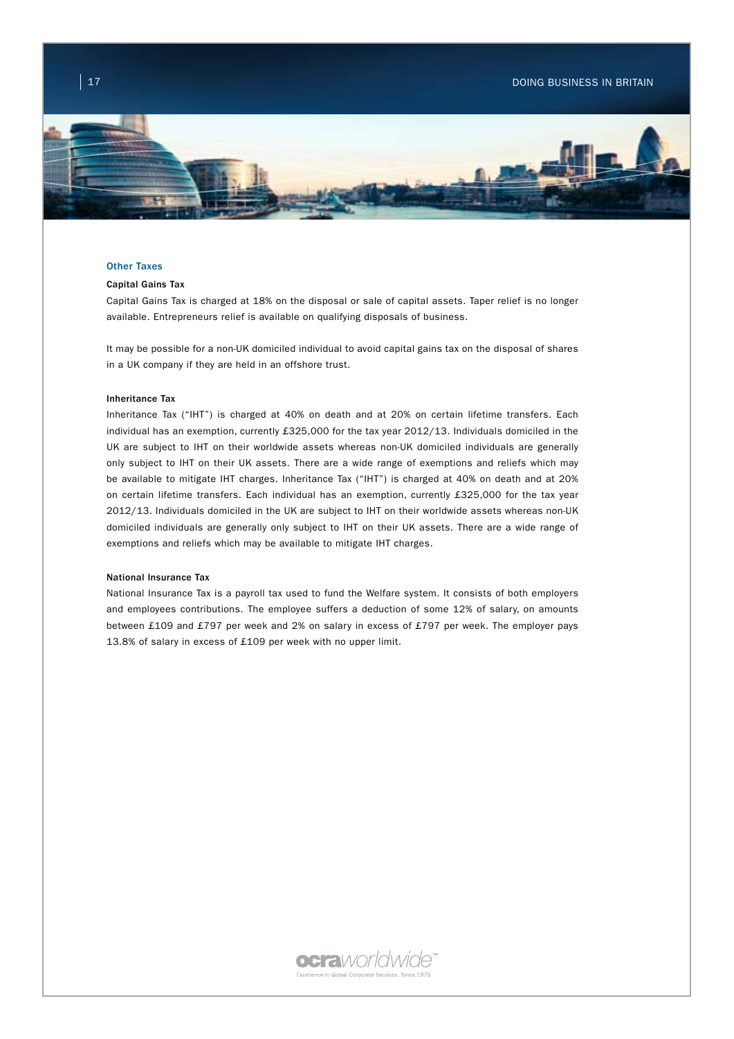## Other Taxes

### Capital Gains Tax

Capital Gains Tax is charged at 18% on the disposal or sale of capital assets. Taper relief is no longer available. Entrepreneurs relief is available on qualifying disposals of business.

It may be possible for a non-UK domiciled individual to avoid capital gains tax on the disposal of shares in a UK company if they are held in an offshore trust.

### Inheritance Tax

Inheritance Tax ("IHT") is charged at 40% on death and at 20% on certain lifetime transfers. Each individual has an exemption, currently £325,000 for the tax year 2012/13. Individuals domiciled in the UK are subject to IHT on their worldwide assets whereas non-UK domiciled individuals are generally only subject to IHT on their UK assets. There are a wide range of exemptions and reliefs which may be available to mitigate IHT charges. Inheritance Tax ("IHT") is charged at 40% on death and at 20% on certain lifetime transfers. Each individual has an exemption, currently £325,000 for the tax year 2012/13. Individuals domiciled in the UK are subject to IHT on their worldwide assets whereas non-UK domiciled individuals are generally only subject to IHT on their UK assets. There are a wide range of exemptions and reliefs which may be available to mitigate IHT charges.

### National Insurance Tax

National Insurance Tax is a payroll tax used to fund the Welfare system. It consists of both employers and employees contributions. The employee suffers a deduction of some 12% of salary, on amounts between £109 and £797 per week and 2% on salary in excess of £797 per week. The employer pays 13.8% of salary in excess of £109 per week with no upper limit.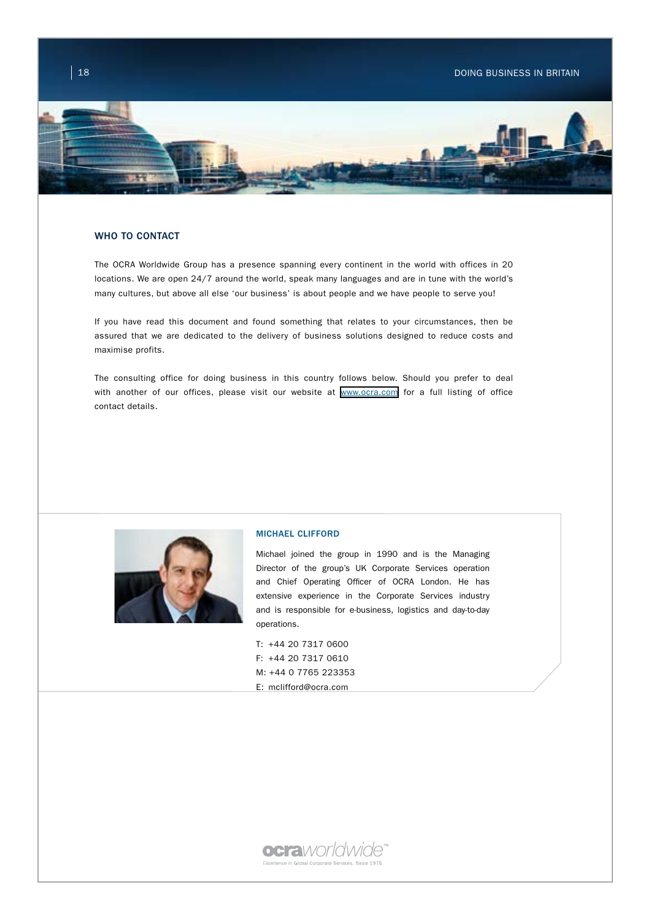## WHO TO CONTACT

The OCRA Worldwide Group has a presence spanning every continent in the world with offices in 20 locations. We are open 24/7 around the world, speak many languages and are in tune with the world's many cultures, but above all else 'our business' is about people and we have people to serve you!

If you have read this document and found something that relates to your circumstances, then be assured that we are dedicated to the delivery of business solutions designed to reduce costs and maximise profits.

The consulting office for doing business in this country follows below. Should you prefer to deal with another of our offices, please visit our website at www.ocra.com for a full listing of office contact details.

### MICHAEL CLIFFORD

Michael joined the group in 1990 and is the Managing Director of the group's UK Corporate Services operation and Chief Operating Officer of OCRA London. He has extensive experience in the Corporate Services industry and is responsible for e-business, logistics and day-to-day operations.

T: +44 20 7317 0600
F: +44 20 7317 0610
M: +44 0 7765 223353
E: mclifford@ocra.com

ocraworldwide™
Excellence in Global Corporate Services. Since 1975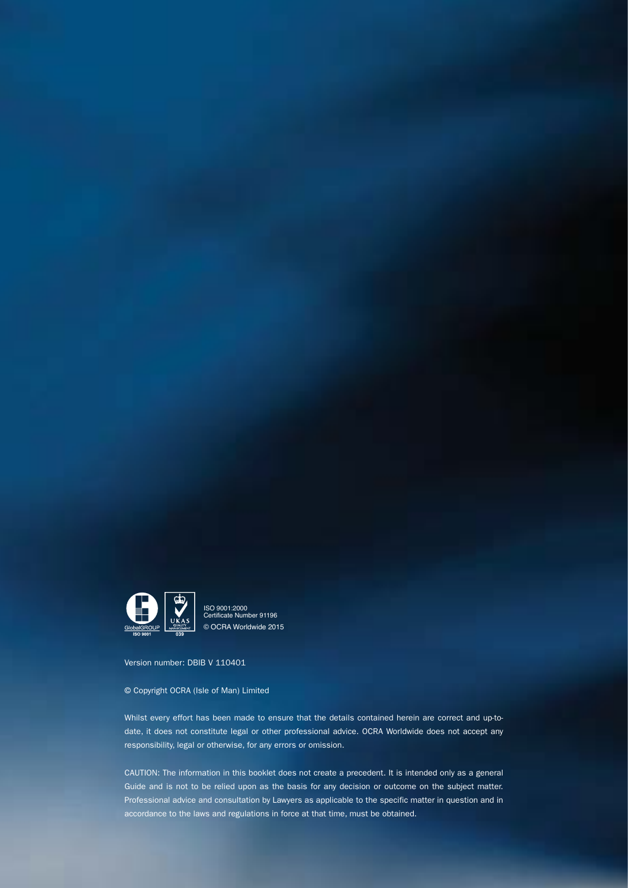ISO 9001:2000
Certificate Number 91196
© OCRA Worldwide 2015

Version number: DBIB V 110401

© Copyright OCRA (Isle of Man) Limited

Whilst every effort has been made to ensure that the details contained herein are correct and up-to-date, it does not constitute legal or other professional advice. OCRA Worldwide does not accept any responsibility, legal or otherwise, for any errors or omission.

CAUTION: The information in this booklet does not create a precedent. It is intended only as a general Guide and is not to be relied upon as the basis for any decision or outcome on the subject matter. Professional advice and consultation by Lawyers as applicable to the specific matter in question and in accordance to the laws and regulations in force at that time, must be obtained.